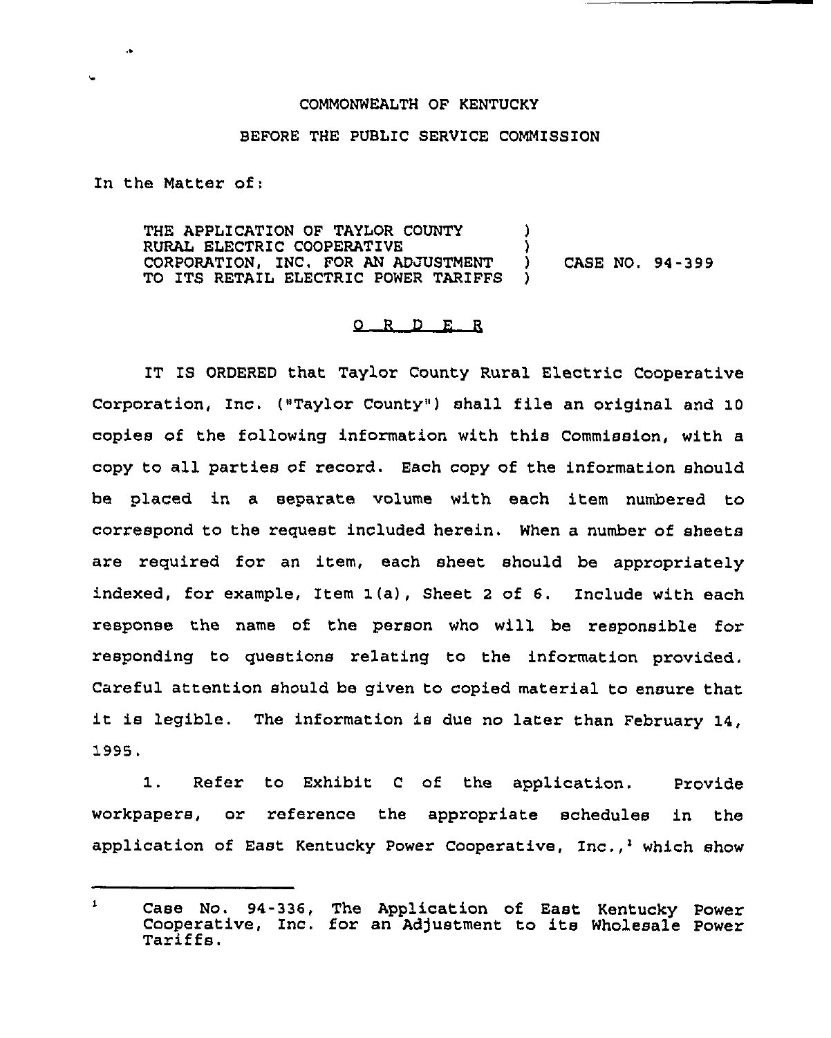COMMONWEALTH OF KENTUCKY

BEFORE THE PUBLIC SERVICE COMMISSION

In the Matter of:

THE APPLICATION OF TAYLOR COUNTY RURAL ELECTRIC COOPERATIVE CORPORATION, INC. FOR AN ADJUSTMENT TO ITS RETAIL ELECTRIC POWER TARIFFS ) CASE NO. 94-399

O R D E R

IT IS ORDERED that Taylor County Rural Electric Cooperative Corporation, Inc. ("Taylor County") shall file an original and 10 copies of the following information with this Commission, with a copy to all parties of record. Each copy of the information should be placed in a separate volume with each item numbered to correspond to the request included herein. When a number of sheets are required for an item, each sheet should be appropriately indexed, for example, Item 1(a), Sheet 2 of 6. Include with each response the name of the person who will be responsible for responding to questions relating to the information provided. Careful attention should be given to copied material to ensure that it is legible. The information is due no later than February 14, 1995.

1. Refer to Exhibit C of the application. Provide workpapers, or reference the appropriate schedules in the application of East Kentucky Power Cooperative, Inc.,[1] which show

---

[1] Case No. 94-336, The Application of East Kentucky Power Cooperative, Inc. for an Adjustment to its Wholesale Power Tariffs.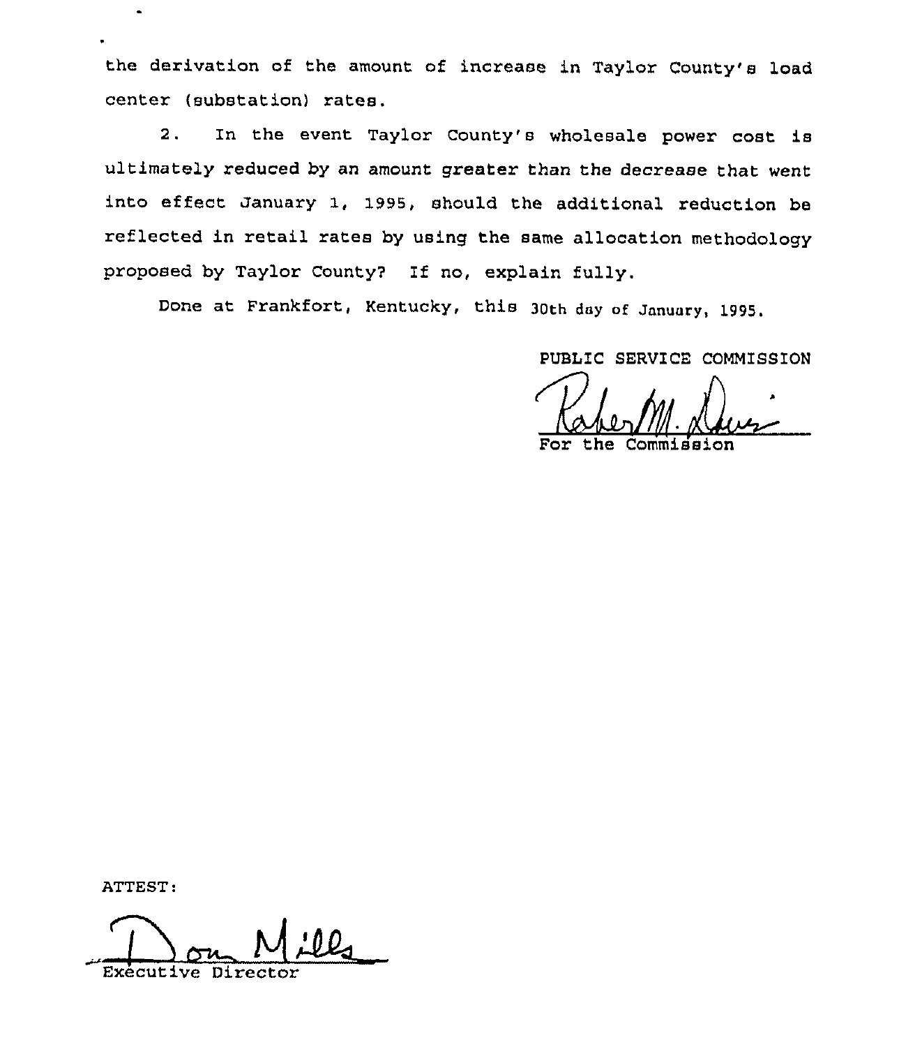the derivation of the amount of increase in Taylor County's load center (substation) rates.

2. In the event Taylor County's wholesale power cost is ultimately reduced by an amount greater than the decrease that went into effect January 1, 1995, should the additional reduction be reflected in retail rates by using the same allocation methodology proposed by Taylor County? If no, explain fully.

Done at Frankfort, Kentucky, this 30th day of January, 1995.

PUBLIC SERVICE COMMISSION

For the Commission

ATTEST:

Executive Director